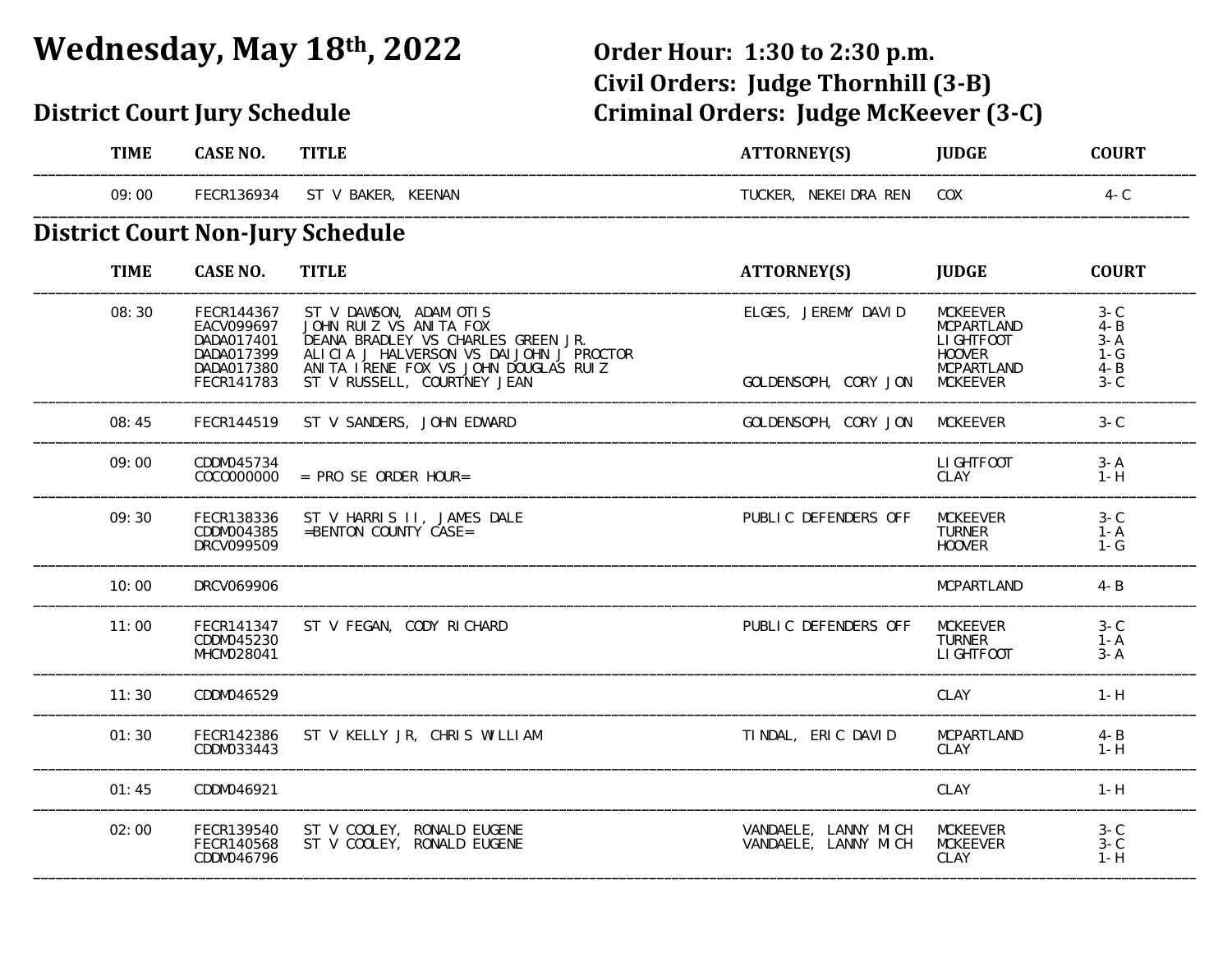# Wednesday, May 18th, 2022

**Order Hour: 1:30 to 2:30 p.m.**
**Civil Orders: Judge Thornhill (3-B)**
**Criminal Orders: Judge McKeever (3-C)**

## District Court Jury Schedule

| TIME | CASE NO. | TITLE | ATTORNEY(S) | JUDGE | COURT |
|---|---|---|---|---|---|
| 09:00 | FECR136934 | ST V BAKER, KEENAN | TUCKER, NEKEIDRA REN | COX | 4-C |

## District Court Non-Jury Schedule

| TIME | CASE NO. | TITLE | ATTORNEY(S) | JUDGE | COURT |
|---|---|---|---|---|---|
| 08:30 | FECR144367 | ST V DAWSON, ADAM OTIS | ELGES, JEREMY DAVID | MCKEEVER | 3-C |
| | EACV099697 | JOHN RUIZ VS ANITA FOX | | MCPARTLAND | 4-B |
| | DADA017401 | DEANA BRADLEY VS CHARLES GREEN JR. | | LIGHTFOOT | 3-A |
| | DADA017399 | ALICIA J HALVERSON VS DAIJOHN J PROCTOR | | HOOVER | 1-G |
| | DADA017380 | ANITA IRENE FOX VS JOHN DOUGLAS RUIZ | | MCPARTLAND | 4-B |
| | FECR141783 | ST V RUSSELL, COURTNEY JEAN | GOLDENSOPH, CORY JON | MCKEEVER | 3-C |
| 08:45 | FECR144519 | ST V SANDERS, JOHN EDWARD | GOLDENSOPH, CORY JON | MCKEEVER | 3-C |
| 09:00 | CDDM045734 | | | LIGHTFOOT | 3-A |
| | COCO000000 | = PRO SE ORDER HOUR= | | CLAY | 1-H |
| 09:30 | FECR138336 | ST V HARRIS II, JAMES DALE | PUBLIC DEFENDERS OFF | MCKEEVER | 3-C |
| | CDDM004385 | =BENTON COUNTY CASE= | | TURNER | 1-A |
| | DRCV099509 | | | HOOVER | 1-G |
| 10:00 | DRCV069906 | | | MCPARTLAND | 4-B |
| 11:00 | FECR141347 | ST V FEGAN, CODY RICHARD | PUBLIC DEFENDERS OFF | MCKEEVER | 3-C |
| | CDDM045230 | | | TURNER | 1-A |
| | MHCM028041 | | | LIGHTFOOT | 3-A |
| 11:30 | CDDM046529 | | | CLAY | 1-H |
| 01:30 | FECR142386 | ST V KELLY JR, CHRIS WILLIAM | TINDAL, ERIC DAVID | MCPARTLAND | 4-B |
| | CDDM033443 | | | CLAY | 1-H |
| 01:45 | CDDM046921 | | | CLAY | 1-H |
| 02:00 | FECR139540 | ST V COOLEY, RONALD EUGENE | VANDAELE, LANNY MICH | MCKEEVER | 3-C |
| | FECR140568 | ST V COOLEY, RONALD EUGENE | VANDAELE, LANNY MICH | MCKEEVER | 3-C |
| | CDDM046796 | | | CLAY | 1-H |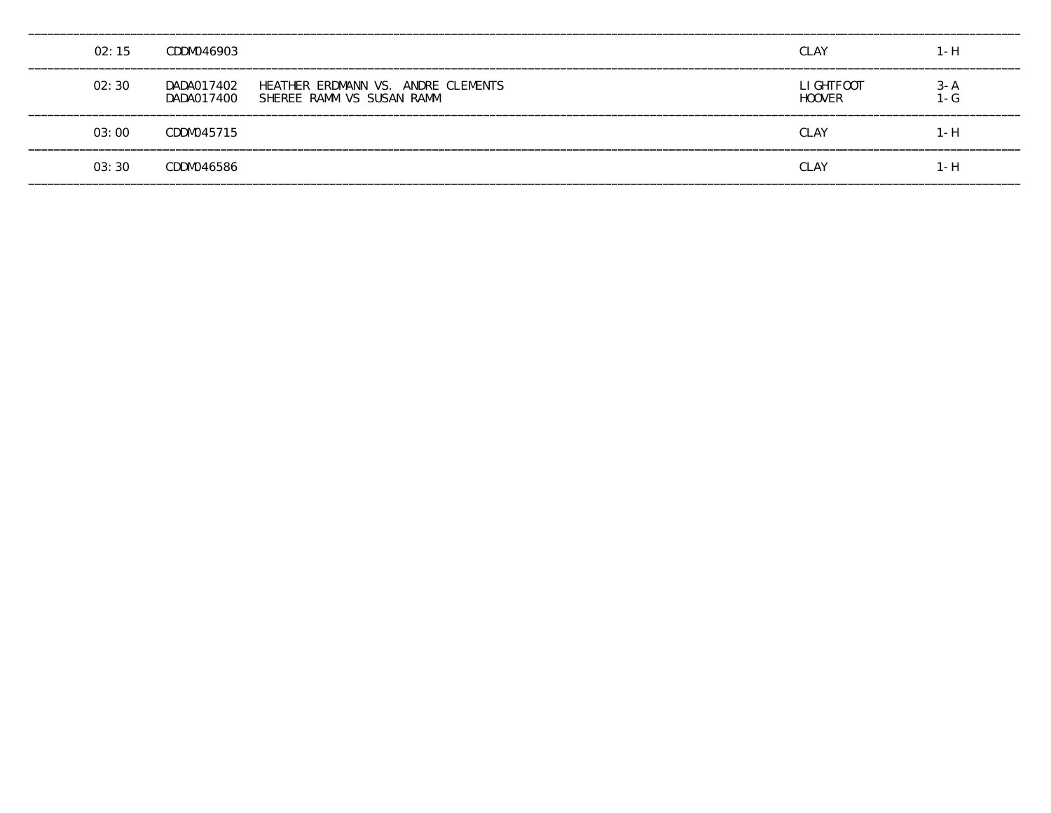| | | | | |
|---|---|---|---|---|
| 02:15 | CDDM046903 | | CLAY | 1-H |
| 02:30 | DADA017402 | HEATHER ERDMANN VS. ANDRE CLEMENTS | LIGHTFOOT | 3-A |
| | DADA017400 | SHEREE RAMM VS SUSAN RAMM | HOOVER | 1-G |
| 03:00 | CDDM045715 | | CLAY | 1-H |
| 03:30 | CDDM046586 | | CLAY | 1-H |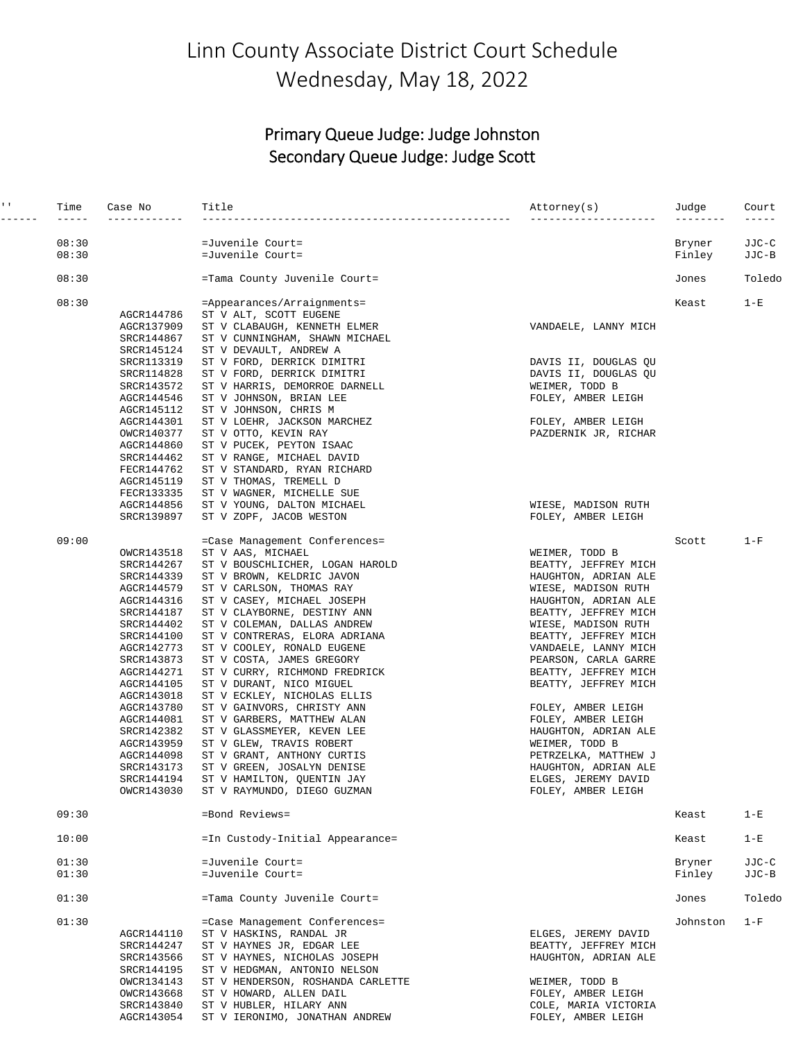# Linn County Associate District Court Schedule
# Wednesday, May 18, 2022

## Primary Queue Judge: Judge Johnston
## Secondary Queue Judge: Judge Scott

| '' | Time | Case No | Title | Attorney(s) | Judge | Court |
|---|---|---|---|---|---|---|
| | 08:30 | | =Juvenile Court= | | Bryner | JJC-C |
| | 08:30 | | =Juvenile Court= | | Finley | JJC-B |
| | 08:30 | | =Tama County Juvenile Court= | | Jones | Toledo |
| | 08:30 | | =Appearances/Arraignments= | | Keast | 1-E |
| | | AGCR144786 | ST V ALT, SCOTT EUGENE | | | |
| | | AGCR137909 | ST V CLABAUGH, KENNETH ELMER | VANDAELE, LANNY MICH | | |
| | | SRCR144867 | ST V CUNNINGHAM, SHAWN MICHAEL | | | |
| | | SRCR145124 | ST V DEVAULT, ANDREW A | | | |
| | | SRCR113319 | ST V FORD, DERRICK DIMITRI | DAVIS II, DOUGLAS QU | | |
| | | SRCR114828 | ST V FORD, DERRICK DIMITRI | DAVIS II, DOUGLAS QU | | |
| | | SRCR143572 | ST V HARRIS, DEMORROE DARNELL | WEIMER, TODD B | | |
| | | AGCR144546 | ST V JOHNSON, BRIAN LEE | FOLEY, AMBER LEIGH | | |
| | | AGCR145112 | ST V JOHNSON, CHRIS M | | | |
| | | AGCR144301 | ST V LOEHR, JACKSON MARCHEZ | FOLEY, AMBER LEIGH | | |
| | | OWCR140377 | ST V OTTO, KEVIN RAY | PAZDERNIK JR, RICHAR | | |
| | | AGCR144860 | ST V PUCEK, PEYTON ISAAC | | | |
| | | SRCR144462 | ST V RANGE, MICHAEL DAVID | | | |
| | | FECR144762 | ST V STANDARD, RYAN RICHARD | | | |
| | | AGCR145119 | ST V THOMAS, TREMELL D | | | |
| | | FECR133335 | ST V WAGNER, MICHELLE SUE | | | |
| | | AGCR144856 | ST V YOUNG, DALTON MICHAEL | WIESE, MADISON RUTH | | |
| | | SRCR139897 | ST V ZOPF, JACOB WESTON | FOLEY, AMBER LEIGH | | |
| | 09:00 | | =Case Management Conferences= | | Scott | 1-F |
| | | OWCR143518 | ST V AAS, MICHAEL | WEIMER, TODD B | | |
| | | SRCR144267 | ST V BOUSCHLICHER, LOGAN HAROLD | BEATTY, JEFFREY MICH | | |
| | | SRCR144339 | ST V BROWN, KELDRIC JAVON | HAUGHTON, ADRIAN ALE | | |
| | | AGCR144579 | ST V CARLSON, THOMAS RAY | WIESE, MADISON RUTH | | |
| | | AGCR144316 | ST V CASEY, MICHAEL JOSEPH | HAUGHTON, ADRIAN ALE | | |
| | | SRCR144187 | ST V CLAYBORNE, DESTINY ANN | BEATTY, JEFFREY MICH | | |
| | | SRCR144402 | ST V COLEMAN, DALLAS ANDREW | WIESE, MADISON RUTH | | |
| | | SRCR144100 | ST V CONTRERAS, ELORA ADRIANA | BEATTY, JEFFREY MICH | | |
| | | AGCR142773 | ST V COOLEY, RONALD EUGENE | VANDAELE, LANNY MICH | | |
| | | SRCR143873 | ST V COSTA, JAMES GREGORY | PEARSON, CARLA GARRE | | |
| | | AGCR144271 | ST V CURRY, RICHMOND FREDRICK | BEATTY, JEFFREY MICH | | |
| | | AGCR144105 | ST V DURANT, NICO MIGUEL | BEATTY, JEFFREY MICH | | |
| | | AGCR143018 | ST V ECKLEY, NICHOLAS ELLIS | | | |
| | | AGCR143780 | ST V GAINVORS, CHRISTY ANN | FOLEY, AMBER LEIGH | | |
| | | AGCR144081 | ST V GARBERS, MATTHEW ALAN | FOLEY, AMBER LEIGH | | |
| | | SRCR142382 | ST V GLASSMEYER, KEVEN LEE | HAUGHTON, ADRIAN ALE | | |
| | | AGCR143959 | ST V GLEW, TRAVIS ROBERT | WEIMER, TODD B | | |
| | | AGCR144098 | ST V GRANT, ANTHONY CURTIS | PETRZELKA, MATTHEW J | | |
| | | SRCR143173 | ST V GREEN, JOSALYN DENISE | HAUGHTON, ADRIAN ALE | | |
| | | SRCR144194 | ST V HAMILTON, QUENTIN JAY | ELGES, JEREMY DAVID | | |
| | | OWCR143030 | ST V RAYMUNDO, DIEGO GUZMAN | FOLEY, AMBER LEIGH | | |
| | 09:30 | | =Bond Reviews= | | Keast | 1-E |
| | 10:00 | | =In Custody-Initial Appearance= | | Keast | 1-E |
| | 01:30 | | =Juvenile Court= | | Bryner | JJC-C |
| | 01:30 | | =Juvenile Court= | | Finley | JJC-B |
| | 01:30 | | =Tama County Juvenile Court= | | Jones | Toledo |
| | 01:30 | | =Case Management Conferences= | | Johnston | 1-F |
| | | AGCR144110 | ST V HASKINS, RANDAL JR | ELGES, JEREMY DAVID | | |
| | | SRCR144247 | ST V HAYNES JR, EDGAR LEE | BEATTY, JEFFREY MICH | | |
| | | SRCR143566 | ST V HAYNES, NICHOLAS JOSEPH | HAUGHTON, ADRIAN ALE | | |
| | | SRCR144195 | ST V HEDGMAN, ANTONIO NELSON | | | |
| | | OWCR134143 | ST V HENDERSON, ROSHANDA CARLETTE | WEIMER, TODD B | | |
| | | OWCR143668 | ST V HOWARD, ALLEN DAIL | FOLEY, AMBER LEIGH | | |
| | | SRCR143840 | ST V HUBLER, HILARY ANN | COLE, MARIA VICTORIA | | |
| | | AGCR143054 | ST V IERONIMO, JONATHAN ANDREW | FOLEY, AMBER LEIGH | | |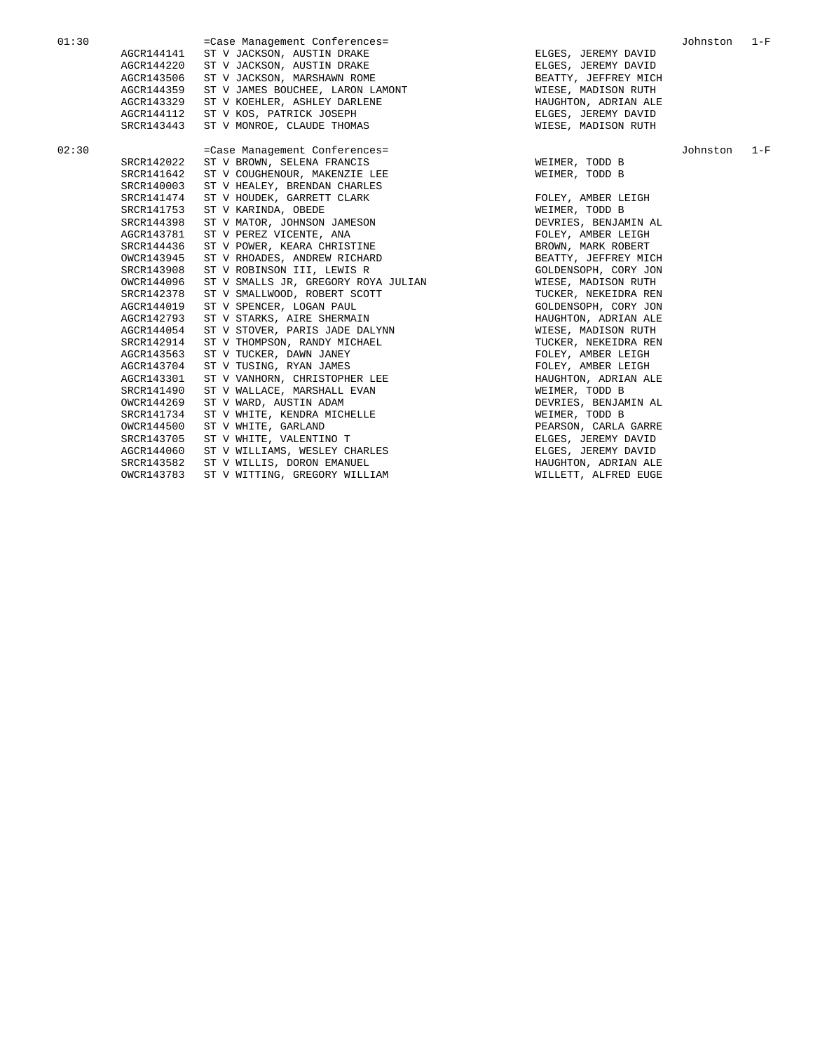| Time | Case Number | Case | Attorney | Judge | Courtroom |
|---|---|---|---|---|---|
| 01:30 | | =Case Management Conferences= | | Johnston | 1-F |
| | AGCR144141 | ST V JACKSON, AUSTIN DRAKE | ELGES, JEREMY DAVID | | |
| | AGCR144220 | ST V JACKSON, AUSTIN DRAKE | ELGES, JEREMY DAVID | | |
| | AGCR143506 | ST V JACKSON, MARSHAWN ROME | BEATTY, JEFFREY MICH | | |
| | AGCR144359 | ST V JAMES BOUCHEE, LARON LAMONT | WIESE, MADISON RUTH | | |
| | AGCR143329 | ST V KOEHLER, ASHLEY DARLENE | HAUGHTON, ADRIAN ALE | | |
| | AGCR144112 | ST V KOS, PATRICK JOSEPH | ELGES, JEREMY DAVID | | |
| | SRCR143443 | ST V MONROE, CLAUDE THOMAS | WIESE, MADISON RUTH | | |
| 02:30 | | =Case Management Conferences= | | Johnston | 1-F |
| | SRCR142022 | ST V BROWN, SELENA FRANCIS | WEIMER, TODD B | | |
| | SRCR141642 | ST V COUGHENOUR, MAKENZIE LEE | WEIMER, TODD B | | |
| | SRCR140003 | ST V HEALEY, BRENDAN CHARLES | | | |
| | SRCR141474 | ST V HOUDEK, GARRETT CLARK | FOLEY, AMBER LEIGH | | |
| | SRCR141753 | ST V KARINDA, OBEDE | WEIMER, TODD B | | |
| | SRCR144398 | ST V MATOR, JOHNSON JAMESON | DEVRIES, BENJAMIN AL | | |
| | AGCR143781 | ST V PEREZ VICENTE, ANA | FOLEY, AMBER LEIGH | | |
| | SRCR144436 | ST V POWER, KEARA CHRISTINE | BROWN, MARK ROBERT | | |
| | OWCR143945 | ST V RHOADES, ANDREW RICHARD | BEATTY, JEFFREY MICH | | |
| | SRCR143908 | ST V ROBINSON III, LEWIS R | GOLDENSOPH, CORY JON | | |
| | OWCR144096 | ST V SMALLS JR, GREGORY ROYA JULIAN | WIESE, MADISON RUTH | | |
| | SRCR142378 | ST V SMALLWOOD, ROBERT SCOTT | TUCKER, NEKEIDRA REN | | |
| | AGCR144019 | ST V SPENCER, LOGAN PAUL | GOLDENSOPH, CORY JON | | |
| | AGCR142793 | ST V STARKS, AIRE SHERMAIN | HAUGHTON, ADRIAN ALE | | |
| | AGCR144054 | ST V STOVER, PARIS JADE DALYNN | WIESE, MADISON RUTH | | |
| | SRCR142914 | ST V THOMPSON, RANDY MICHAEL | TUCKER, NEKEIDRA REN | | |
| | AGCR143563 | ST V TUCKER, DAWN JANEY | FOLEY, AMBER LEIGH | | |
| | AGCR143704 | ST V TUSING, RYAN JAMES | FOLEY, AMBER LEIGH | | |
| | AGCR143301 | ST V VANHORN, CHRISTOPHER LEE | HAUGHTON, ADRIAN ALE | | |
| | SRCR141490 | ST V WALLACE, MARSHALL EVAN | WEIMER, TODD B | | |
| | OWCR144269 | ST V WARD, AUSTIN ADAM | DEVRIES, BENJAMIN AL | | |
| | SRCR141734 | ST V WHITE, KENDRA MICHELLE | WEIMER, TODD B | | |
| | OWCR144500 | ST V WHITE, GARLAND | PEARSON, CARLA GARRE | | |
| | SRCR143705 | ST V WHITE, VALENTINO T | ELGES, JEREMY DAVID | | |
| | AGCR144060 | ST V WILLIAMS, WESLEY CHARLES | ELGES, JEREMY DAVID | | |
| | SRCR143582 | ST V WILLIS, DORON EMANUEL | HAUGHTON, ADRIAN ALE | | |
| | OWCR143783 | ST V WITTING, GREGORY WILLIAM | WILLETT, ALFRED EUGE | | |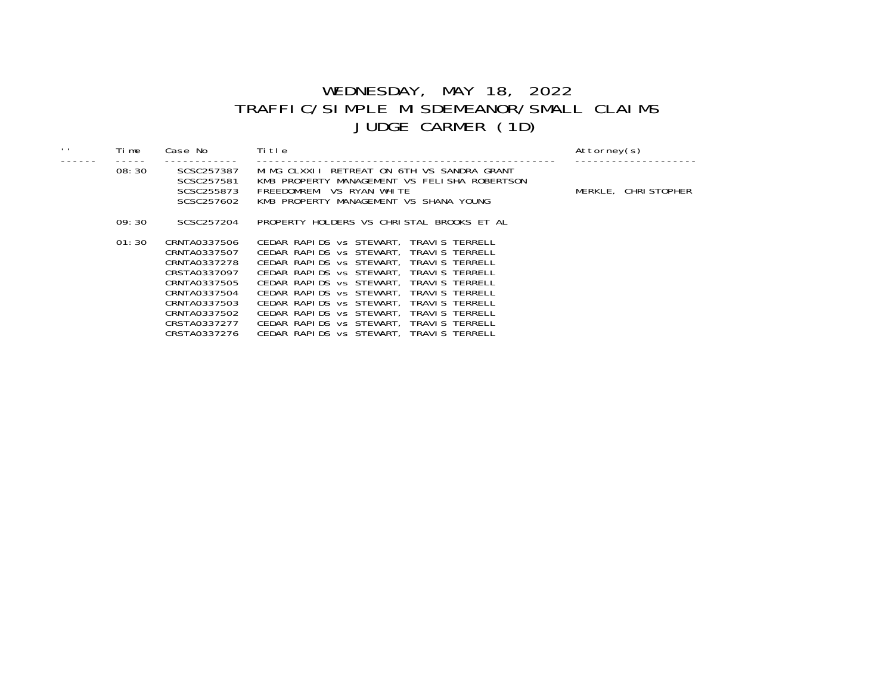# WEDNESDAY, MAY 18, 2022
## TRAFFIC/SIMPLE MISDEMEANOR/SMALL CLAIMS
## JUDGE CARMER (1D)

| '' | Time | Case No | Title | Attorney(s) |
|---|---|---|---|---|
| | 08:30 | SCSC257387 | MIMG CLXXII RETREAT ON 6TH VS SANDRA GRANT | |
| | | SCSC257581 | KMB PROPERTY MANAGEMENT VS FELISHA ROBERTSON | |
| | | SCSC255873 | FREEDOMREMI VS RYAN WHITE | MERKLE, CHRISTOPHER |
| | | SCSC257602 | KMB PROPERTY MANAGEMENT VS SHANA YOUNG | |
| | 09:30 | SCSC257204 | PROPERTY HOLDERS VS CHRISTAL BROOKS ET AL | |
| | 01:30 | CRNTA0337506 | CEDAR RAPIDS vs STEWART, TRAVIS TERRELL | |
| | | CRNTA0337507 | CEDAR RAPIDS vs STEWART, TRAVIS TERRELL | |
| | | CRNTA0337278 | CEDAR RAPIDS vs STEWART, TRAVIS TERRELL | |
| | | CRSTA0337097 | CEDAR RAPIDS vs STEWART, TRAVIS TERRELL | |
| | | CRNTA0337505 | CEDAR RAPIDS vs STEWART, TRAVIS TERRELL | |
| | | CRNTA0337504 | CEDAR RAPIDS vs STEWART, TRAVIS TERRELL | |
| | | CRNTA0337503 | CEDAR RAPIDS vs STEWART, TRAVIS TERRELL | |
| | | CRNTA0337502 | CEDAR RAPIDS vs STEWART, TRAVIS TERRELL | |
| | | CRSTA0337277 | CEDAR RAPIDS vs STEWART, TRAVIS TERRELL | |
| | | CRSTA0337276 | CEDAR RAPIDS vs STEWART, TRAVIS TERRELL | |